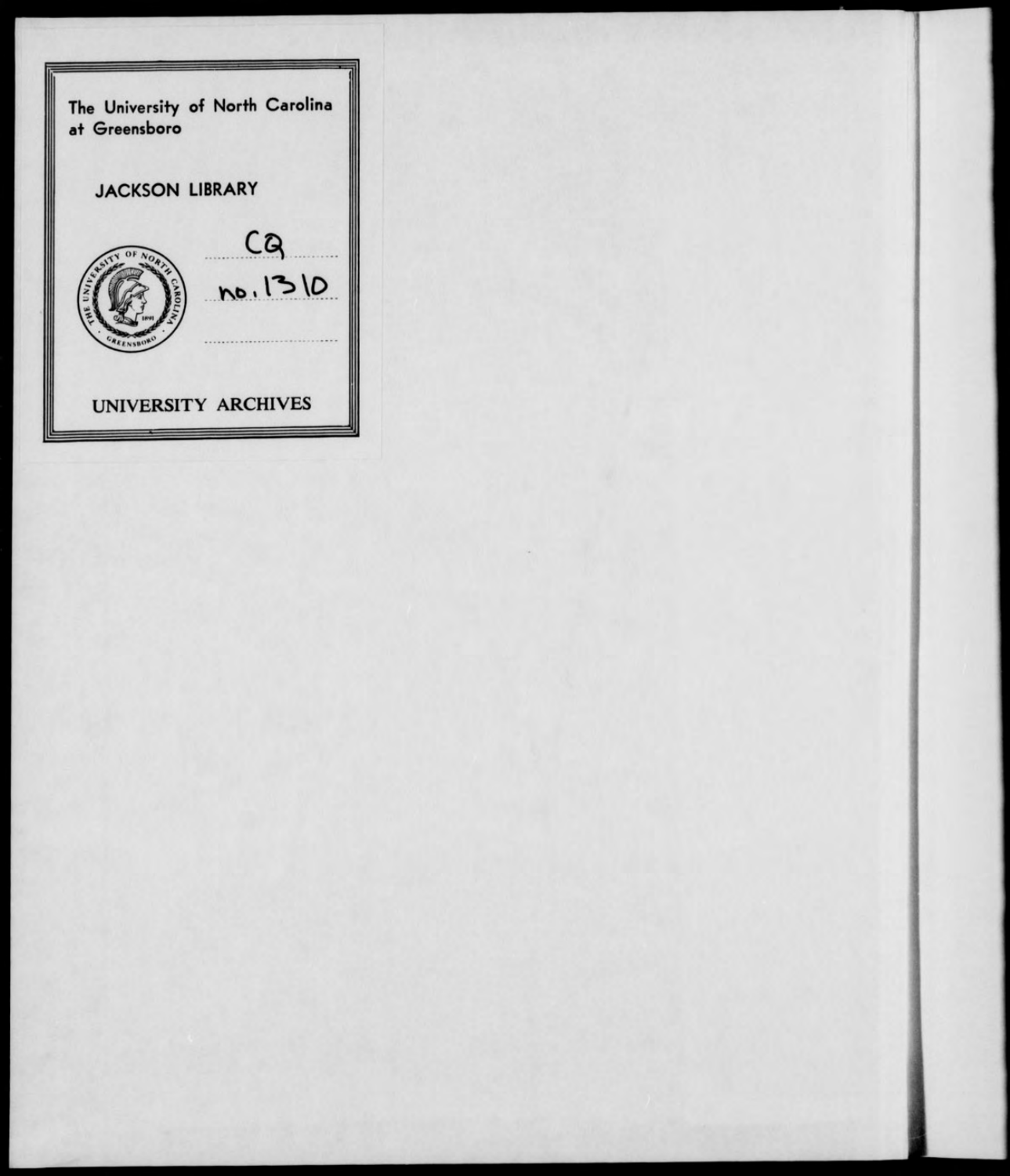The University of North Carolina at Greensboro

JACKSON LIBRARY

CQ

no. 1310

UNIVERSITY ARCHIVES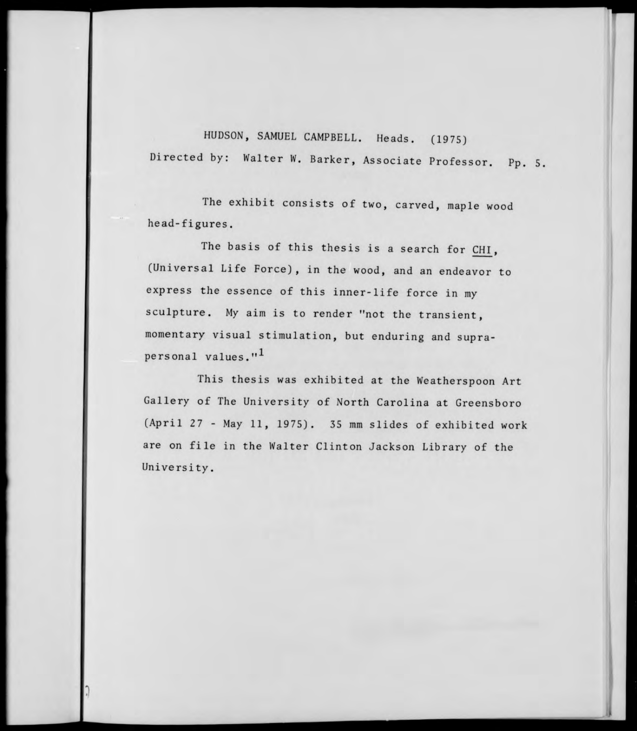HUDSON, SAMUEL CAMPBELL. Heads. (1975)
Directed by: Walter W. Barker, Associate Professor. Pp. 5.

The exhibit consists of two, carved, maple wood head-figures.

The basis of this thesis is a search for CHI, (Universal Life Force), in the wood, and an endeavor to express the essence of this inner-life force in my sculpture. My aim is to render "not the transient, momentary visual stimulation, but enduring and supra-personal values."[1]

This thesis was exhibited at the Weatherspoon Art Gallery of The University of North Carolina at Greensboro (April 27 - May 11, 1975). 35 mm slides of exhibited work are on file in the Walter Clinton Jackson Library of the University.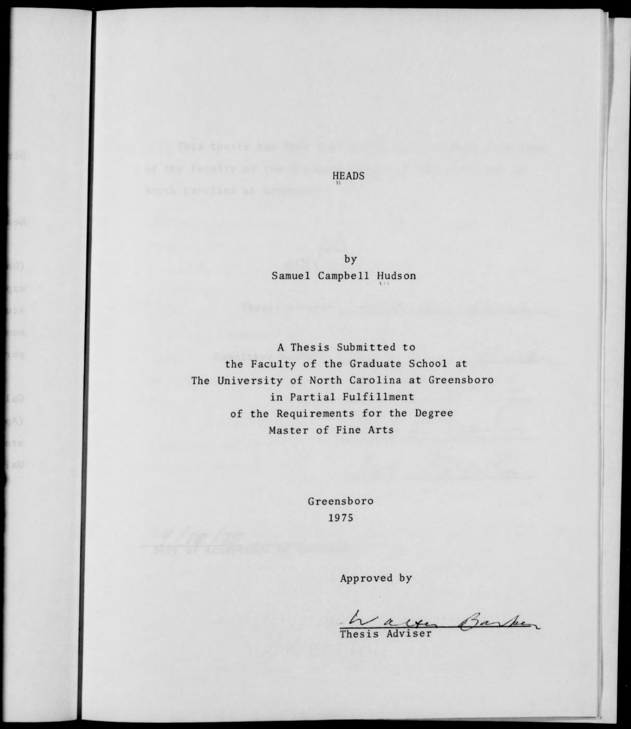# HEADS

by

Samuel Campbell Hudson

A Thesis Submitted to
the Faculty of the Graduate School at
The University of North Carolina at Greensboro
in Partial Fulfillment
of the Requirements for the Degree
Master of Fine Arts

Greensboro
1975

Approved by

Walter Barker
Thesis Adviser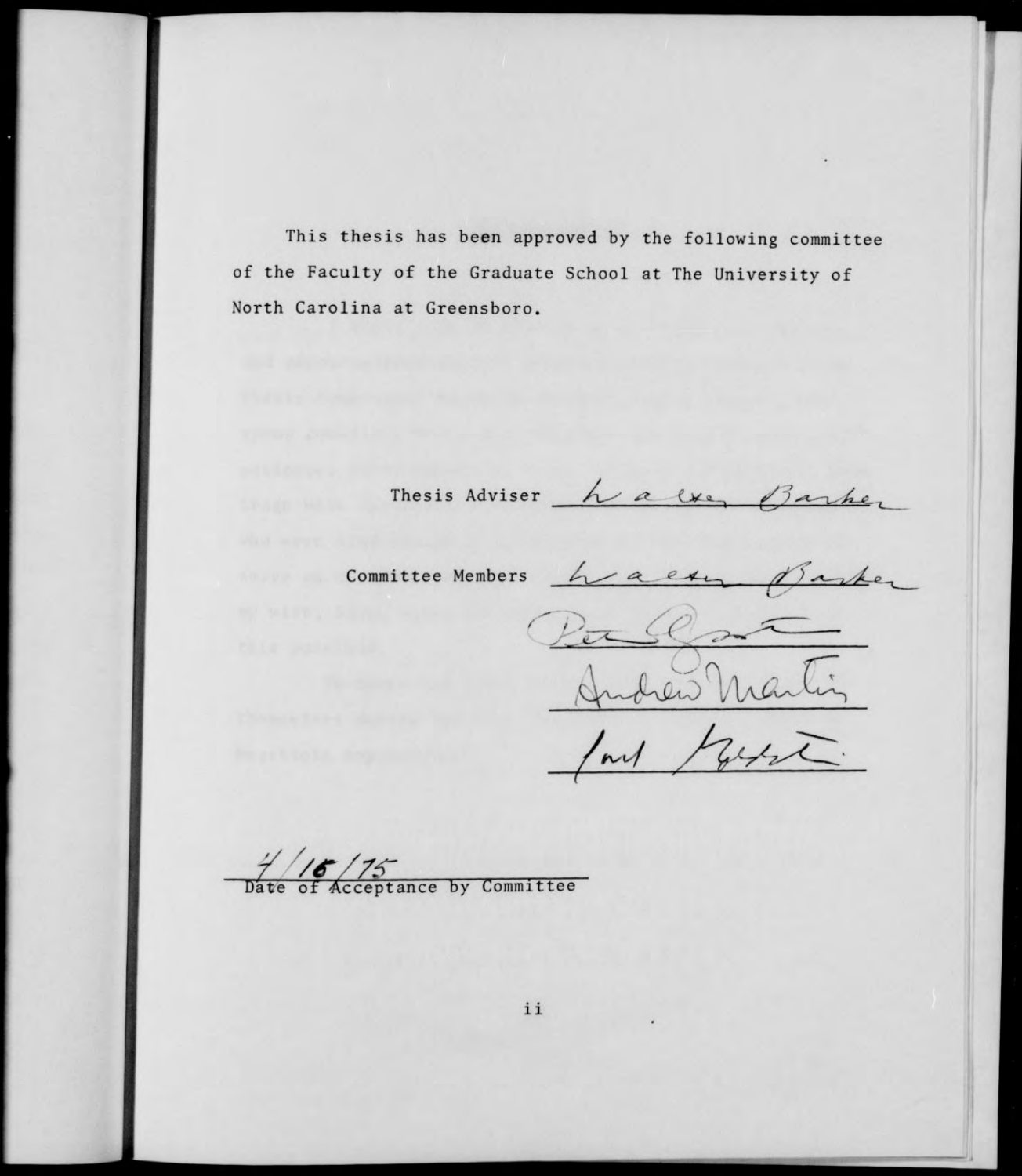This thesis has been approved by the following committee of the Faculty of the Graduate School at The University of North Carolina at Greensboro.

Thesis Adviser Walter Barker

Committee Members Walter Barker

Peter Gart

Andrew Martin

Carl Goldstein

4/16/75

Date of Acceptance by Committee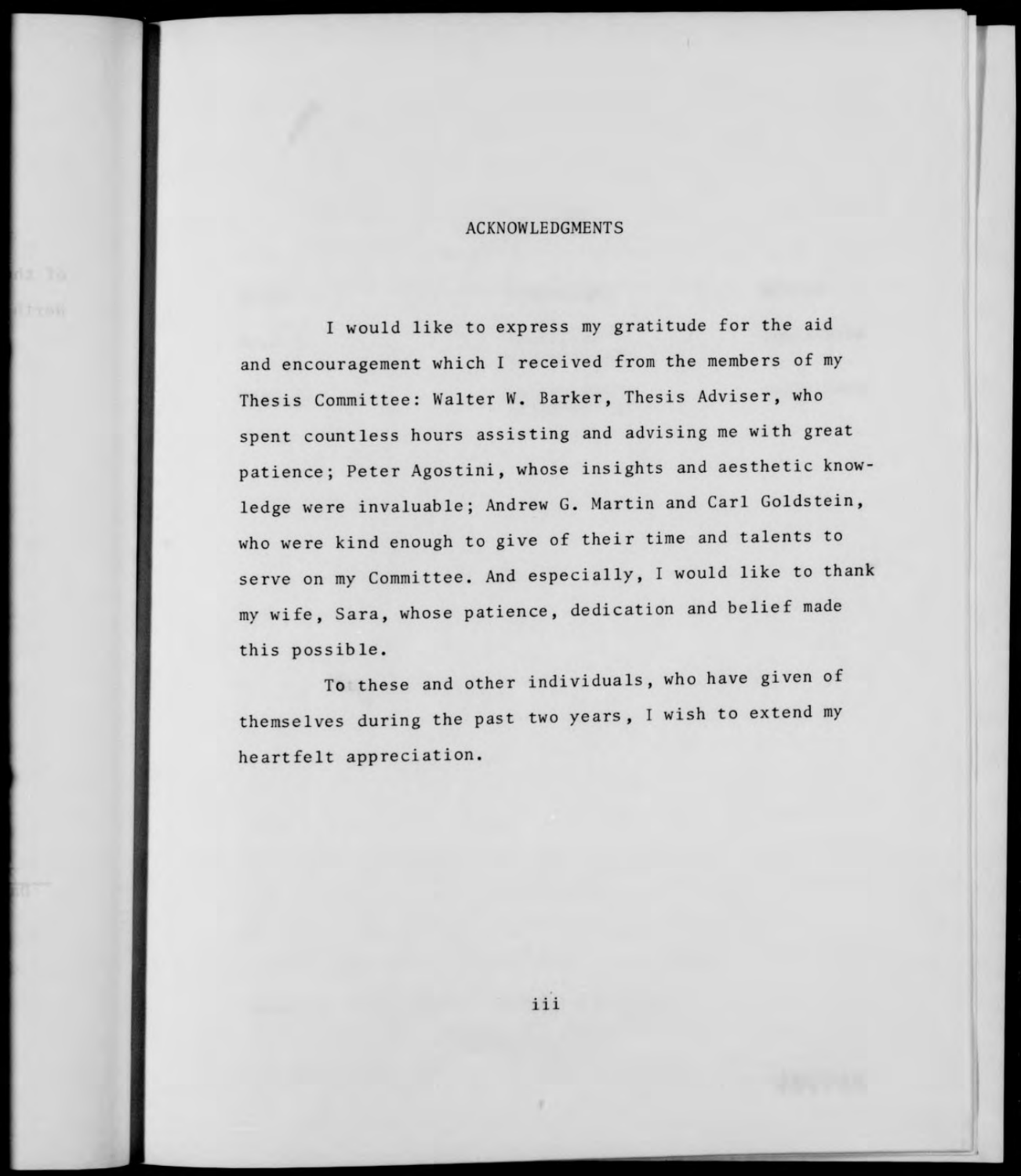# ACKNOWLEDGMENTS

I would like to express my gratitude for the aid and encouragement which I received from the members of my Thesis Committee: Walter W. Barker, Thesis Adviser, who spent countless hours assisting and advising me with great patience; Peter Agostini, whose insights and aesthetic knowledge were invaluable; Andrew G. Martin and Carl Goldstein, who were kind enough to give of their time and talents to serve on my Committee. And especially, I would like to thank my wife, Sara, whose patience, dedication and belief made this possible.

To these and other individuals, who have given of themselves during the past two years, I wish to extend my heartfelt appreciation.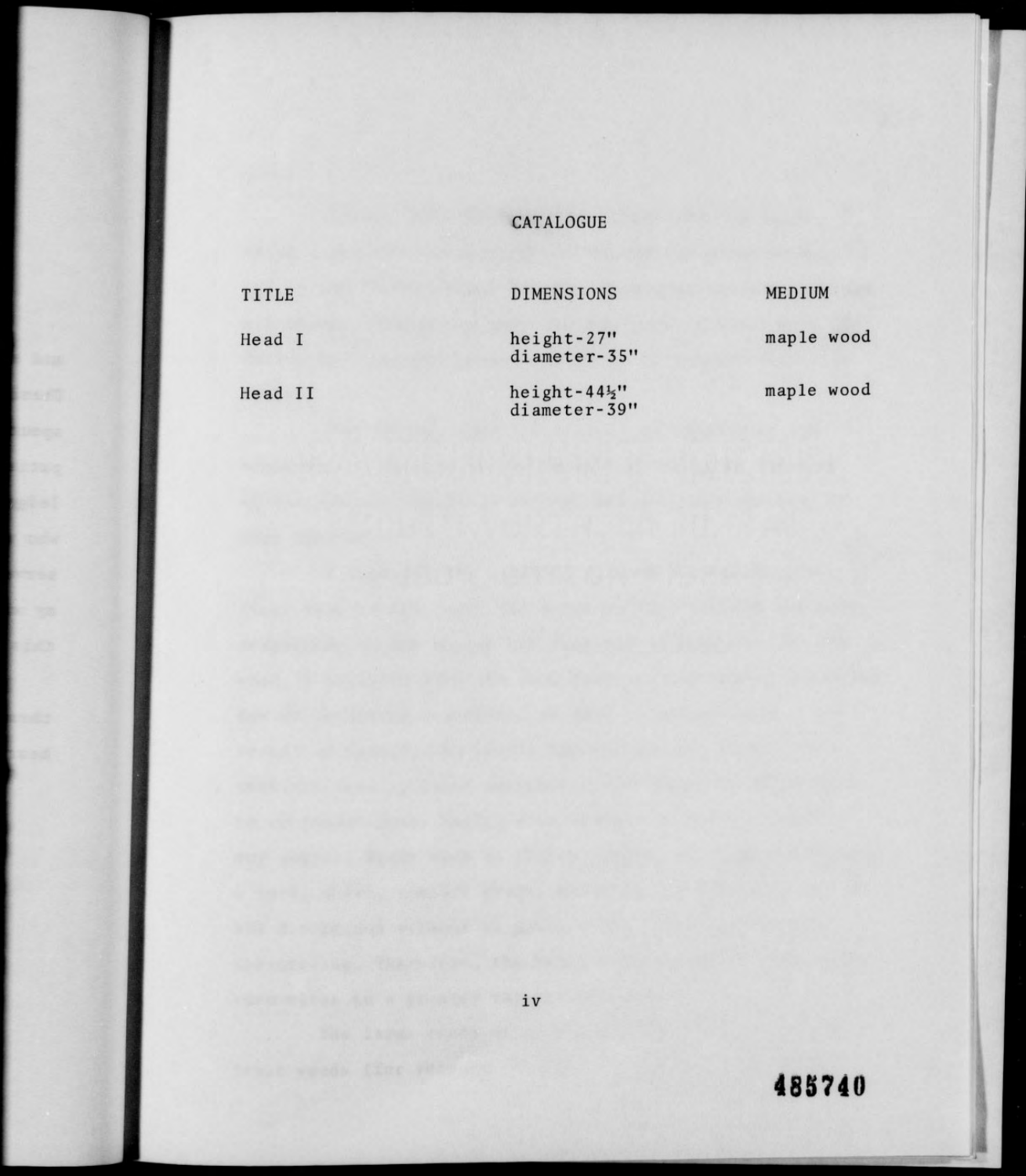# CATALOGUE

| TITLE | DIMENSIONS | MEDIUM |
| --- | --- | --- |
| Head I | height-27"<br>diameter-35" | maple wood |
| Head II | height-44½"<br>diameter-39" | maple wood |

485740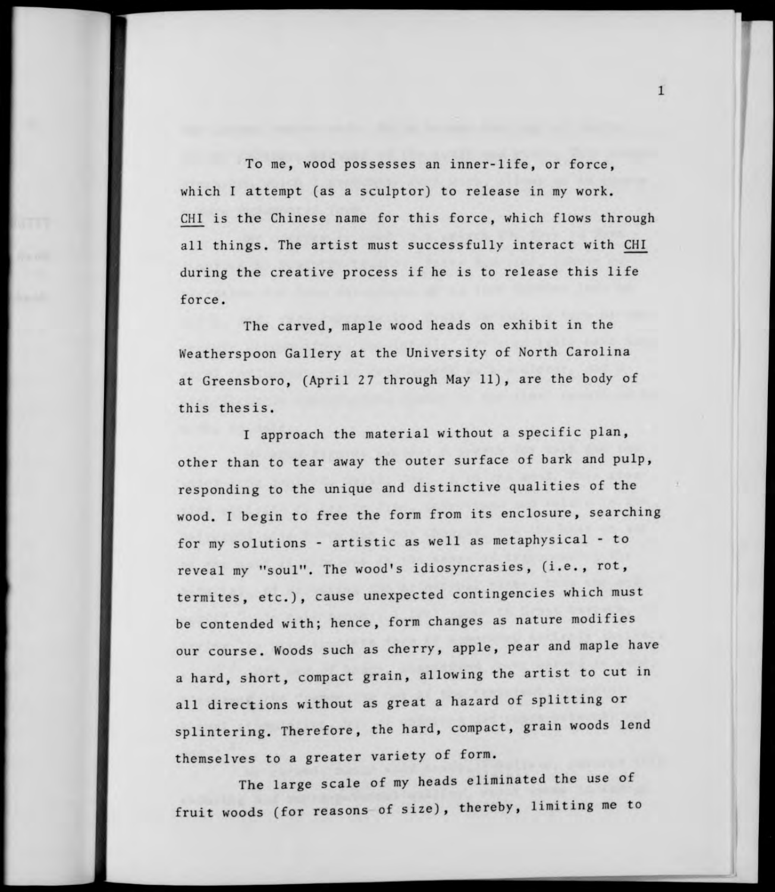To me, wood possesses an inner-life, or force, which I attempt (as a sculptor) to release in my work. CHI is the Chinese name for this force, which flows through all things. The artist must successfully interact with CHI during the creative process if he is to release this life force.

The carved, maple wood heads on exhibit in the Weatherspoon Gallery at the University of North Carolina at Greensboro, (April 27 through May 11), are the body of this thesis.

I approach the material without a specific plan, other than to tear away the outer surface of bark and pulp, responding to the unique and distinctive qualities of the wood. I begin to free the form from its enclosure, searching for my solutions - artistic as well as metaphysical - to reveal my "soul". The wood's idiosyncrasies, (i.e., rot, termites, etc.), cause unexpected contingencies which must be contended with; hence, form changes as nature modifies our course. Woods such as cherry, apple, pear and maple have a hard, short, compact grain, allowing the artist to cut in all directions without as great a hazard of splitting or splintering. Therefore, the hard, compact, grain woods lend themselves to a greater variety of form.

The large scale of my heads eliminated the use of fruit woods (for reasons of size), thereby, limiting me to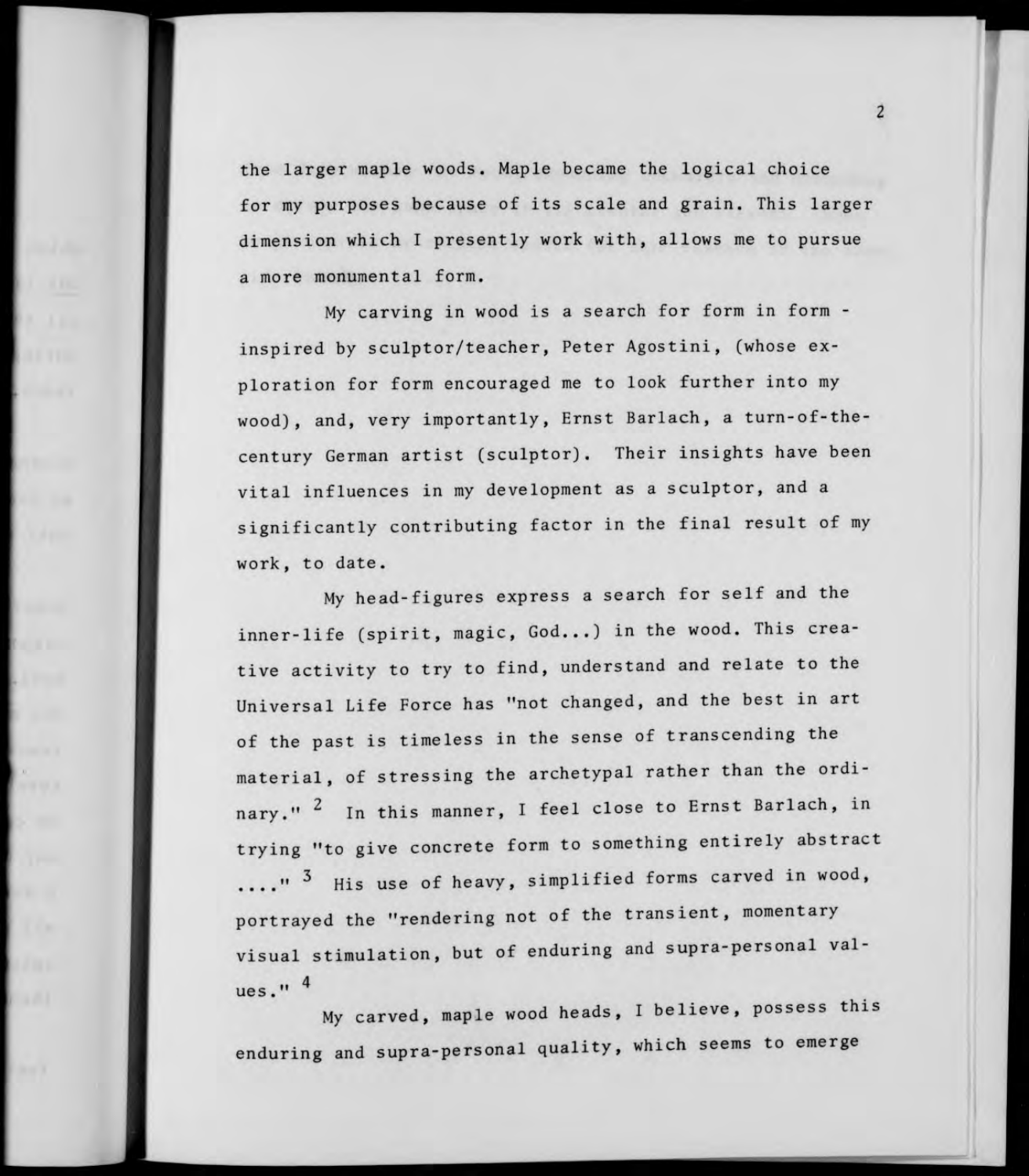the larger maple woods. Maple became the logical choice for my purposes because of its scale and grain. This larger dimension which I presently work with, allows me to pursue a more monumental form.

My carving in wood is a search for form in form - inspired by sculptor/teacher, Peter Agostini, (whose exploration for form encouraged me to look further into my wood), and, very importantly, Ernst Barlach, a turn-of-the-century German artist (sculptor). Their insights have been vital influences in my development as a sculptor, and a significantly contributing factor in the final result of my work, to date.

My head-figures express a search for self and the inner-life (spirit, magic, God...) in the wood. This creative activity to try to find, understand and relate to the Universal Life Force has "not changed, and the best in art of the past is timeless in the sense of transcending the material, of stressing the archetypal rather than the ordinary." [2] In this manner, I feel close to Ernst Barlach, in trying "to give concrete form to something entirely abstract ...." [3] His use of heavy, simplified forms carved in wood, portrayed the "rendering not of the transient, momentary visual stimulation, but of enduring and supra-personal values." [4]

My carved, maple wood heads, I believe, possess this enduring and supra-personal quality, which seems to emerge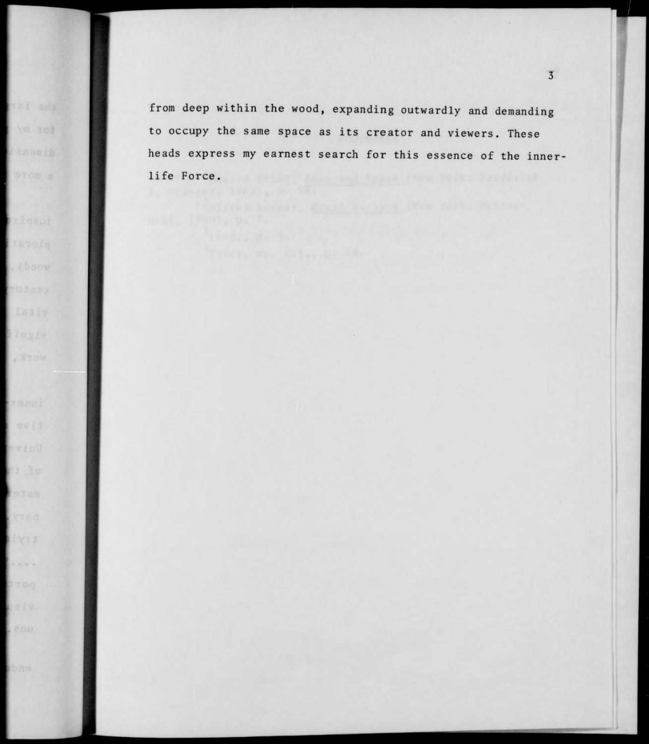from deep within the wood, expanding outwardly and demanding to occupy the same space as its creator and viewers. These heads express my earnest search for this essence of the inner-life Force.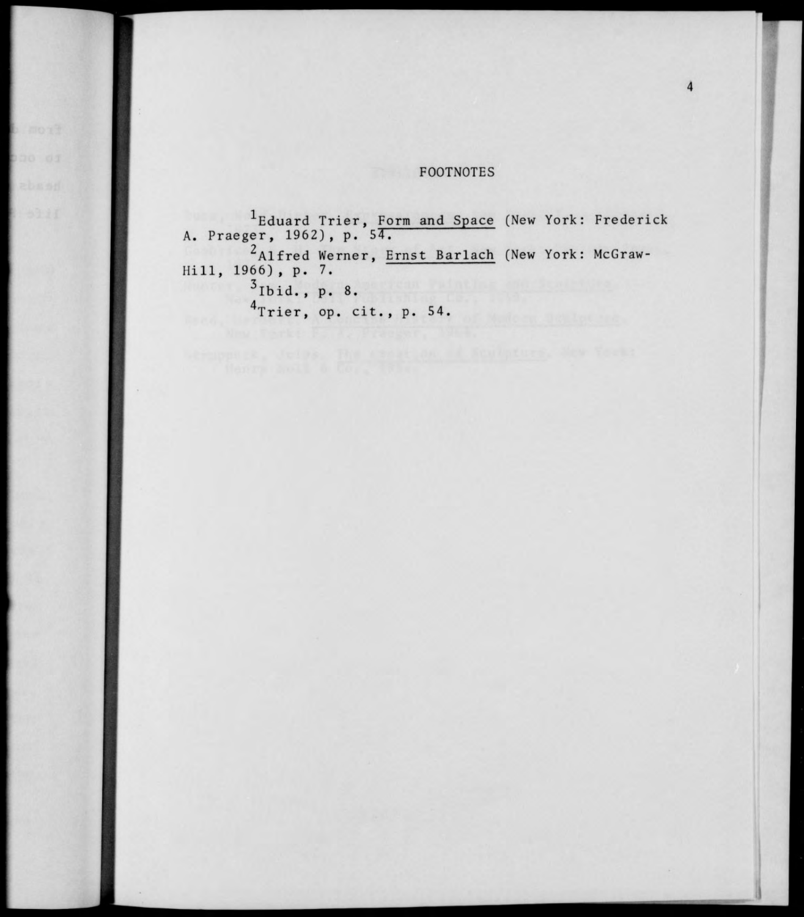# FOOTNOTES

[1]Eduard Trier, Form and Space (New York: Frederick A. Praeger, 1962), p. 54.

[2]Alfred Werner, Ernst Barlach (New York: McGraw-Hill, 1966), p. 7.

[3]Ibid., p. 8.

[4]Trier, op. cit., p. 54.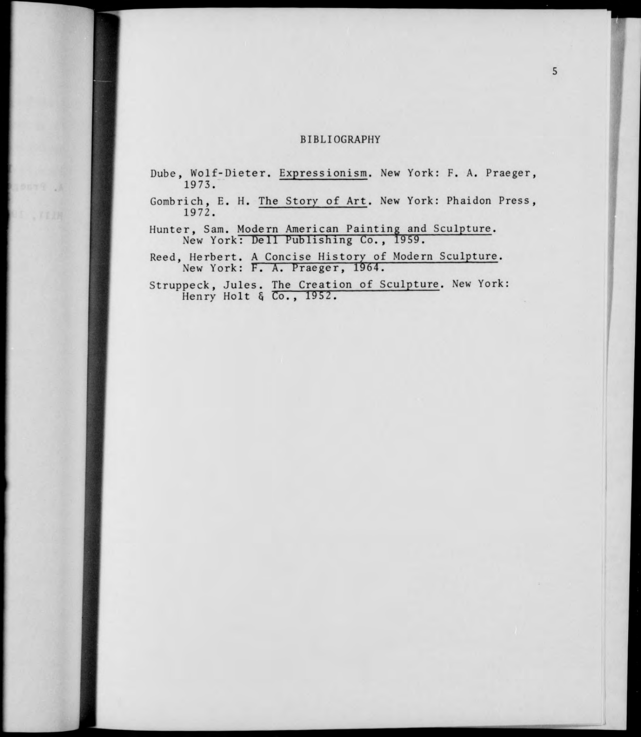## BIBLIOGRAPHY

Dube, Wolf-Dieter. Expressionism. New York: F. A. Praeger, 1973.

Gombrich, E. H. The Story of Art. New York: Phaidon Press, 1972.

Hunter, Sam. Modern American Painting and Sculpture. New York: Dell Publishing Co., 1959.

Reed, Herbert. A Concise History of Modern Sculpture. New York: F. A. Praeger, 1964.

Struppeck, Jules. The Creation of Sculpture. New York: Henry Holt & Co., 1952.